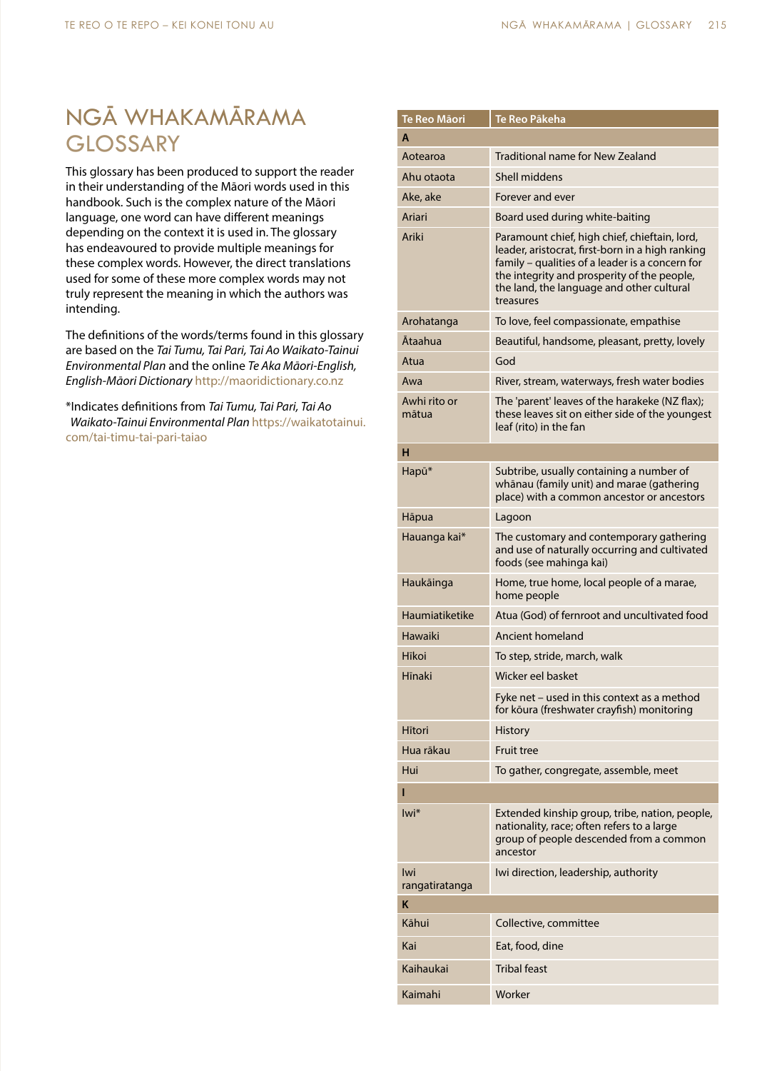# NGĀ WHAKAMĀRAMA GLOSSARY

This glossary has been produced to support the reader in their understanding of the Māori words used in this handbook. Such is the complex nature of the Māori language, one word can have different meanings depending on the context it is used in. The glossary has endeavoured to provide multiple meanings for these complex words. However, the direct translations used for some of these more complex words may not truly represent the meaning in which the authors was intending.

The definitions of the words/terms found in this glossary are based on the *Tai Tumu, Tai Pari, Tai Ao Waikato-Tainui Environmental Plan* and the online *Te Aka Māori-English, English-Māori Dictionary* http://maoridictionary.co.nz

*Indicates definitions from *Tai Tumu, Tai Pari, Tai Ao Waikato-Tainui Environmental Plan* https://waikatotainui.com/tai-timu-tai-pari-taiao

| Te Reo Māori | Te Reo Pākeha |
|---|---|
| **A** | |
| Aotearoa | Traditional name for New Zealand |
| Ahu otaota | Shell middens |
| Ake, ake | Forever and ever |
| Ariari | Board used during white-baiting |
| Ariki | Paramount chief, high chief, chieftain, lord, leader, aristocrat, first-born in a high ranking family – qualities of a leader is a concern for the integrity and prosperity of the people, the land, the language and other cultural treasures |
| Arohatanga | To love, feel compassionate, empathise |
| Ātaahua | Beautiful, handsome, pleasant, pretty, lovely |
| Atua | God |
| Awa | River, stream, waterways, fresh water bodies |
| Awhi rito or mātua | The 'parent' leaves of the harakeke (NZ flax); these leaves sit on either side of the youngest leaf (rito) in the fan |
| **H** | |
| Hapū* | Subtribe, usually containing a number of whānau (family unit) and marae (gathering place) with a common ancestor or ancestors |
| Hāpua | Lagoon |
| Hauanga kai* | The customary and contemporary gathering and use of naturally occurring and cultivated foods (see mahinga kai) |
| Haukāinga | Home, true home, local people of a marae, home people |
| Haumiatiketike | Atua (God) of fernroot and uncultivated food |
| Hawaiki | Ancient homeland |
| Hīkoi | To step, stride, march, walk |
| Hīnaki | Wicker eel basket |
| | Fyke net – used in this context as a method for kōura (freshwater crayfish) monitoring |
| Hītori | History |
| Hua rākau | Fruit tree |
| Hui | To gather, congregate, assemble, meet |
| **I** | |
| Iwi* | Extended kinship group, tribe, nation, people, nationality, race; often refers to a large group of people descended from a common ancestor |
| Iwi rangatiratanga | Iwi direction, leadership, authority |
| **K** | |
| Kāhui | Collective, committee |
| Kai | Eat, food, dine |
| Kaihaukai | Tribal feast |
| Kaimahi | Worker |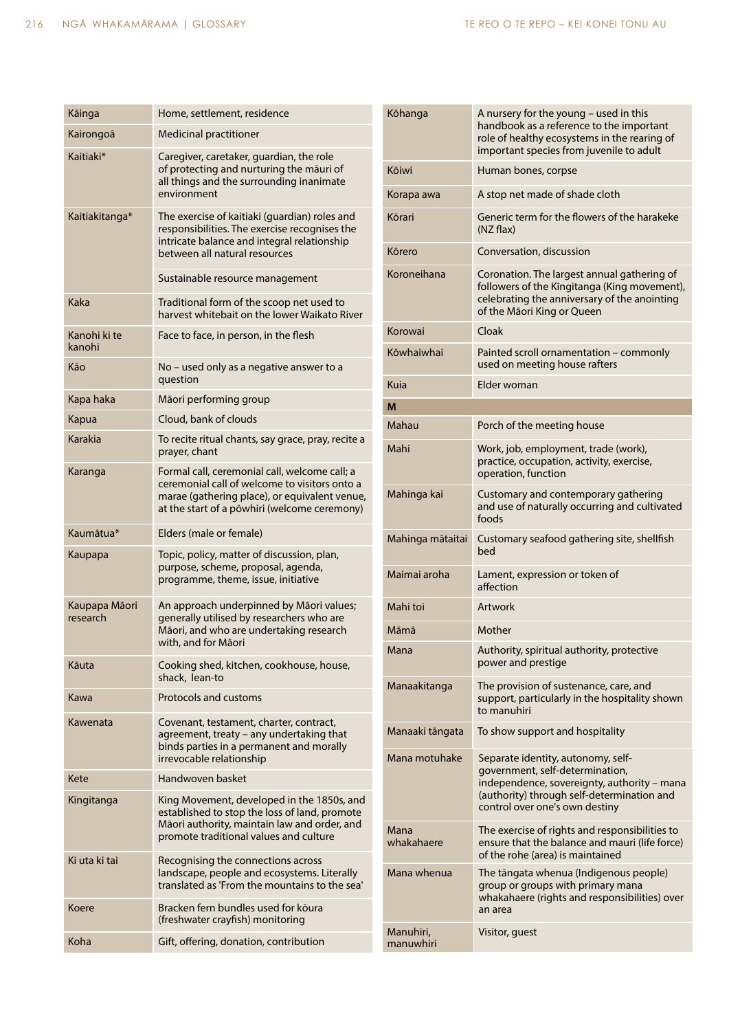| Term | Definition |
|---|---|
| Kāinga | Home, settlement, residence |
| Kairongoā | Medicinal practitioner |
| Kaitiaki* | Caregiver, caretaker, guardian, the role of protecting and nurturing the māuri of all things and the surrounding inanimate environment |
| Kaitiakitanga* | The exercise of kaitiaki (guardian) roles and responsibilities. The exercise recognises the intricate balance and integral relationship between all natural resources |
| | Sustainable resource management |
| Kaka | Traditional form of the scoop net used to harvest whitebait on the lower Waikato River |
| Kanohi ki te kanohi | Face to face, in person, in the flesh |
| Kāo | No – used only as a negative answer to a question |
| Kapa haka | Māori performing group |
| Kapua | Cloud, bank of clouds |
| Karakia | To recite ritual chants, say grace, pray, recite a prayer, chant |
| Karanga | Formal call, ceremonial call, welcome call; a ceremonial call of welcome to visitors onto a marae (gathering place), or equivalent venue, at the start of a pōwhiri (welcome ceremony) |
| Kaumātua* | Elders (male or female) |
| Kaupapa | Topic, policy, matter of discussion, plan, purpose, scheme, proposal, agenda, programme, theme, issue, initiative |
| Kaupapa Māori research | An approach underpinned by Māori values; generally utilised by researchers who are Māori, and who are undertaking research with, and for Māori |
| Kāuta | Cooking shed, kitchen, cookhouse, house, shack, lean-to |
| Kawa | Protocols and customs |
| Kawenata | Covenant, testament, charter, contract, agreement, treaty – any undertaking that binds parties in a permanent and morally irrevocable relationship |
| Kete | Handwoven basket |
| Kīngitanga | King Movement, developed in the 1850s, and established to stop the loss of land, promote Māori authority, maintain law and order, and promote traditional values and culture |
| Ki uta ki tai | Recognising the connections across landscape, people and ecosystems. Literally translated as 'From the mountains to the sea' |
| Koere | Bracken fern bundles used for kōura (freshwater crayfish) monitoring |
| Koha | Gift, offering, donation, contribution |
| Kōhanga | A nursery for the young – used in this handbook as a reference to the important role of healthy ecosystems in the rearing of important species from juvenile to adult |
| Kōiwi | Human bones, corpse |
| Korapa awa | A stop net made of shade cloth |
| Kōrari | Generic term for the flowers of the harakeke (NZ flax) |
| Kōrero | Conversation, discussion |
| Koroneihana | Coronation. The largest annual gathering of followers of the Kīngitanga (King movement), celebrating the anniversary of the anointing of the Māori King or Queen |
| Korowai | Cloak |
| Kōwhaiwhai | Painted scroll ornamentation – commonly used on meeting house rafters |
| Kuia | Elder woman |
| **M** | |
| Mahau | Porch of the meeting house |
| Mahi | Work, job, employment, trade (work), practice, occupation, activity, exercise, operation, function |
| Mahinga kai | Customary and contemporary gathering and use of naturally occurring and cultivated foods |
| Mahinga mātaitai | Customary seafood gathering site, shellfish bed |
| Maimai aroha | Lament, expression or token of affection |
| Mahi toi | Artwork |
| Māmā | Mother |
| Mana | Authority, spiritual authority, protective power and prestige |
| Manaakitanga | The provision of sustenance, care, and support, particularly in the hospitality shown to manuhiri |
| Manaaki tāngata | To show support and hospitality |
| Mana motuhake | Separate identity, autonomy, self-government, self-determination, independence, sovereignty, authority – mana (authority) through self-determination and control over one's own destiny |
| Mana whakahaere | The exercise of rights and responsibilities to ensure that the balance and mauri (life force) of the rohe (area) is maintained |
| Mana whenua | The tāngata whenua (Indigenous people) group or groups with primary mana whakahaere (rights and responsibilities) over an area |
| Manuhiri, manuwhiri | Visitor, guest |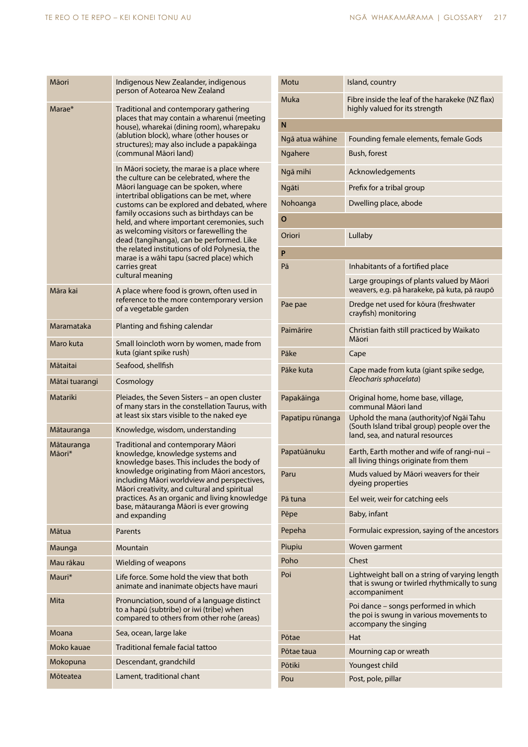| | |
|---|---|
| Māori | Indigenous New Zealander, indigenous person of Aotearoa New Zealand |
| Marae* | Traditional and contemporary gathering places that may contain a wharenui (meeting house), wharekai (dining room), wharepaku (ablution block), whare (other houses or structures); may also include a papakāinga (communal Māori land) |
| | In Māori society, the marae is a place where the culture can be celebrated, where the Māori language can be spoken, where intertribal obligations can be met, where customs can be explored and debated, where family occasions such as birthdays can be held, and where important ceremonies, such as welcoming visitors or farewelling the dead (tangihanga), can be performed. Like the related institutions of old Polynesia, the marae is a wāhi tapu (sacred place) which carries great cultural meaning |
| Māra kai | A place where food is grown, often used in reference to the more contemporary version of a vegetable garden |
| Maramataka | Planting and fishing calendar |
| Maro kuta | Small loincloth worn by women, made from kuta (giant spike rush) |
| Mātaitai | Seafood, shellfish |
| Mātai tuarangi | Cosmology |
| Matariki | Pleiades, the Seven Sisters – an open cluster of many stars in the constellation Taurus, with at least six stars visible to the naked eye |
| Mātauranga | Knowledge, wisdom, understanding |
| Mātauranga Māori* | Traditional and contemporary Māori knowledge, knowledge systems and knowledge bases. This includes the body of knowledge originating from Māori ancestors, including Māori worldview and perspectives, Māori creativity, and cultural and spiritual practices. As an organic and living knowledge base, mātauranga Māori is ever growing and expanding |
| Mātua | Parents |
| Maunga | Mountain |
| Mau rākau | Wielding of weapons |
| Mauri* | Life force. Some hold the view that both animate and inanimate objects have mauri |
| Mita | Pronunciation, sound of a language distinct to a hapū (subtribe) or iwi (tribe) when compared to others from other rohe (areas) |
| Moana | Sea, ocean, large lake |
| Moko kauae | Traditional female facial tattoo |
| Mokopuna | Descendant, grandchild |
| Mōteatea | Lament, traditional chant |
| Motu | Island, country |
| Muka | Fibre inside the leaf of the harakeke (NZ flax) highly valued for its strength |
| **N** | |
| Ngā atua wāhine | Founding female elements, female Gods |
| Ngahere | Bush, forest |
| Ngā mihi | Acknowledgements |
| Ngāti | Prefix for a tribal group |
| Nohoanga | Dwelling place, abode |
| **O** | |
| Oriori | Lullaby |
| **P** | |
| Pā | Inhabitants of a fortified place |
| | Large groupings of plants valued by Māori weavers, e.g. pā harakeke, pā kuta, pā raupō |
| Pae pae | Dredge net used for kōura (freshwater crayfish) monitoring |
| Paimārire | Christian faith still practiced by Waikato Māori |
| Pāke | Cape |
| Pāke kuta | Cape made from kuta (giant spike sedge, *Eleocharis sphacelata*) |
| Papakāinga | Original home, home base, village, communal Māori land |
| Papatipu rūnanga | Uphold the mana (authority)of Ngāi Tahu (South Island tribal group) people over the land, sea, and natural resources |
| Papatūānuku | Earth, Earth mother and wife of rangi-nui – all living things originate from them |
| Paru | Muds valued by Māori weavers for their dyeing properties |
| Pā tuna | Eel weir, weir for catching eels |
| Pēpe | Baby, infant |
| Pepeha | Formulaic expression, saying of the ancestors |
| Piupiu | Woven garment |
| Poho | Chest |
| Poi | Lightweight ball on a string of varying length that is swung or twirled rhythmically to sung accompaniment |
| | Poi dance – songs performed in which the poi is swung in various movements to accompany the singing |
| Pōtae | Hat |
| Pōtae taua | Mourning cap or wreath |
| Pōtiki | Youngest child |
| Pou | Post, pole, pillar |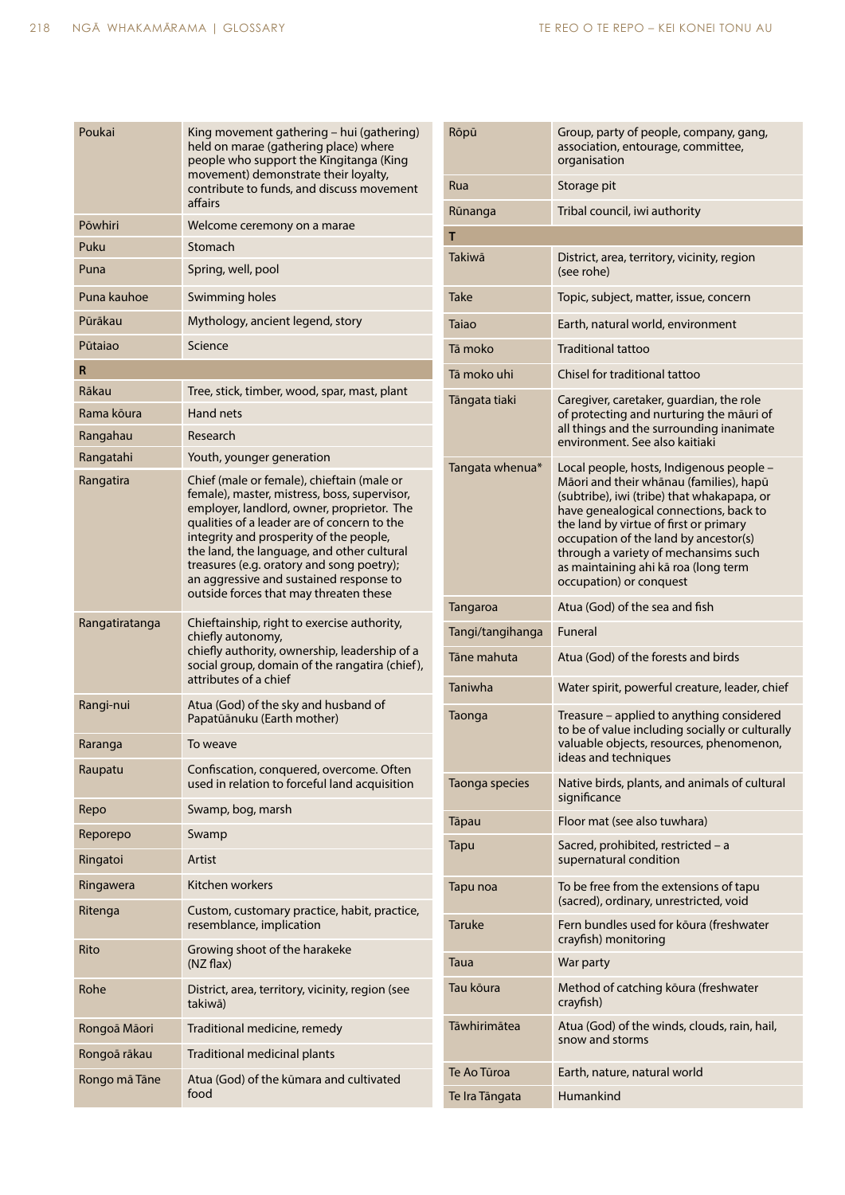| | |
|---|---|
| Poukai | King movement gathering – hui (gathering) held on marae (gathering place) where people who support the Kīngitanga (King movement) demonstrate their loyalty, contribute to funds, and discuss movement affairs |
| Pōwhiri | Welcome ceremony on a marae |
| Puku | Stomach |
| Puna | Spring, well, pool |
| Puna kauhoe | Swimming holes |
| Pūrākau | Mythology, ancient legend, story |
| Pūtaiao | Science |
| **R** | |
| Rākau | Tree, stick, timber, wood, spar, mast, plant |
| Rama kōura | Hand nets |
| Rangahau | Research |
| Rangatahi | Youth, younger generation |
| Rangatira | Chief (male or female), chieftain (male or female), master, mistress, boss, supervisor, employer, landlord, owner, proprietor. The qualities of a leader are of concern to the integrity and prosperity of the people, the land, the language, and other cultural treasures (e.g. oratory and song poetry); an aggressive and sustained response to outside forces that may threaten these |
| Rangatiratanga | Chieftainship, right to exercise authority, chiefly autonomy, chiefly authority, ownership, leadership of a social group, domain of the rangatira (chief), attributes of a chief |
| Rangi-nui | Atua (God) of the sky and husband of Papatūānuku (Earth mother) |
| Raranga | To weave |
| Raupatu | Confiscation, conquered, overcome. Often used in relation to forceful land acquisition |
| Repo | Swamp, bog, marsh |
| Reporepo | Swamp |
| Ringatoi | Artist |
| Ringawera | Kitchen workers |
| Ritenga | Custom, customary practice, habit, practice, resemblance, implication |
| Rito | Growing shoot of the harakeke (NZ flax) |
| Rohe | District, area, territory, vicinity, region (see takiwā) |
| Rongoā Māori | Traditional medicine, remedy |
| Rongoā rākau | Traditional medicinal plants |
| Rongo mā Tāne | Atua (God) of the kūmara and cultivated food |
| Rōpū | Group, party of people, company, gang, association, entourage, committee, organisation |
| Rua | Storage pit |
| Rūnanga | Tribal council, iwi authority |
| **T** | |
| Takiwā | District, area, territory, vicinity, region (see rohe) |
| Take | Topic, subject, matter, issue, concern |
| Taiao | Earth, natural world, environment |
| Tā moko | Traditional tattoo |
| Tā moko uhi | Chisel for traditional tattoo |
| Tāngata tiaki | Caregiver, caretaker, guardian, the role of protecting and nurturing the māuri of all things and the surrounding inanimate environment. See also kaitiaki |
| Tangata whenua* | Local people, hosts, Indigenous people – Māori and their whānau (families), hapū (subtribe), iwi (tribe) that whakapapa, or have genealogical connections, back to the land by virtue of first or primary occupation of the land by ancestor(s) through a variety of mechansims such as maintaining ahi kā roa (long term occupation) or conquest |
| Tangaroa | Atua (God) of the sea and fish |
| Tangi/tangihanga | Funeral |
| Tāne mahuta | Atua (God) of the forests and birds |
| Taniwha | Water spirit, powerful creature, leader, chief |
| Taonga | Treasure – applied to anything considered to be of value including socially or culturally valuable objects, resources, phenomenon, ideas and techniques |
| Taonga species | Native birds, plants, and animals of cultural significance |
| Tāpau | Floor mat (see also tuwhara) |
| Tapu | Sacred, prohibited, restricted – a supernatural condition |
| Tapu noa | To be free from the extensions of tapu (sacred), ordinary, unrestricted, void |
| Taruke | Fern bundles used for kōura (freshwater crayfish) monitoring |
| Taua | War party |
| Tau kōura | Method of catching kōura (freshwater crayfish) |
| Tāwhirimātea | Atua (God) of the winds, clouds, rain, hail, snow and storms |
| Te Ao Tūroa | Earth, nature, natural world |
| Te Ira Tāngata | Humankind |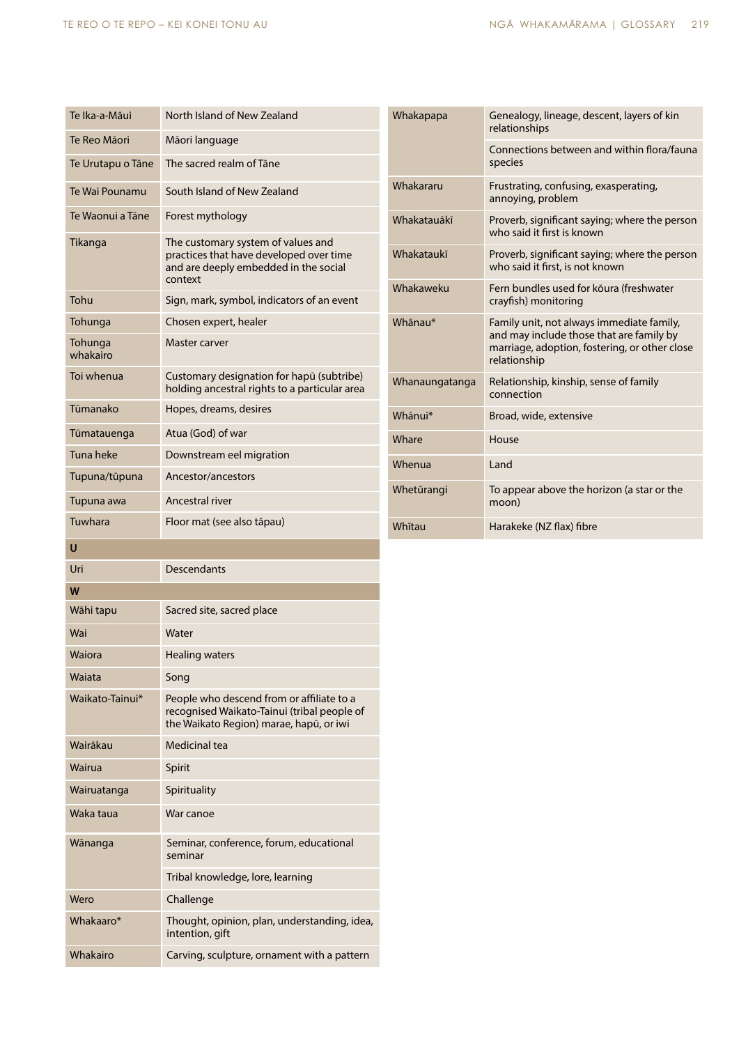| | |
|---|---|
| Te Ika-a-Māui | North Island of New Zealand |
| Te Reo Māori | Māori language |
| Te Urutapu o Tāne | The sacred realm of Tāne |
| Te Wai Pounamu | South Island of New Zealand |
| Te Waonui a Tāne | Forest mythology |
| Tikanga | The customary system of values and practices that have developed over time and are deeply embedded in the social context |
| Tohu | Sign, mark, symbol, indicators of an event |
| Tohunga | Chosen expert, healer |
| Tohunga whakairo | Master carver |
| Toi whenua | Customary designation for hapū (subtribe) holding ancestral rights to a particular area |
| Tūmanako | Hopes, dreams, desires |
| Tūmatauenga | Atua (God) of war |
| Tuna heke | Downstream eel migration |
| Tupuna/tūpuna | Ancestor/ancestors |
| Tupuna awa | Ancestral river |
| Tuwhara | Floor mat (see also tāpau) |
| **U** | |
| Uri | Descendants |
| **W** | |
| Wāhi tapu | Sacred site, sacred place |
| Wai | Water |
| Waiora | Healing waters |
| Waiata | Song |
| Waikato-Tainui* | People who descend from or affiliate to a recognised Waikato-Tainui (tribal people of the Waikato Region) marae, hapū, or iwi |
| Wairākau | Medicinal tea |
| Wairua | Spirit |
| Wairuatanga | Spirituality |
| Waka taua | War canoe |
| Wānanga | Seminar, conference, forum, educational seminar |
| | Tribal knowledge, lore, learning |
| Wero | Challenge |
| Whakaaro* | Thought, opinion, plan, understanding, idea, intention, gift |
| Whakairo | Carving, sculpture, ornament with a pattern |
| Whakapapa | Genealogy, lineage, descent, layers of kin relationships |
| | Connections between and within flora/fauna species |
| Whakararu | Frustrating, confusing, exasperating, annoying, problem |
| Whakatauākī | Proverb, significant saying; where the person who said it first is known |
| Whakataukī | Proverb, significant saying; where the person who said it first, is not known |
| Whakaweku | Fern bundles used for kōura (freshwater crayfish) monitoring |
| Whānau* | Family unit, not always immediate family, and may include those that are family by marriage, adoption, fostering, or other close relationship |
| Whanaungatanga | Relationship, kinship, sense of family connection |
| Whānui* | Broad, wide, extensive |
| Whare | House |
| Whenua | Land |
| Whetūrangi | To appear above the horizon (a star or the moon) |
| Whītau | Harakeke (NZ flax) fibre |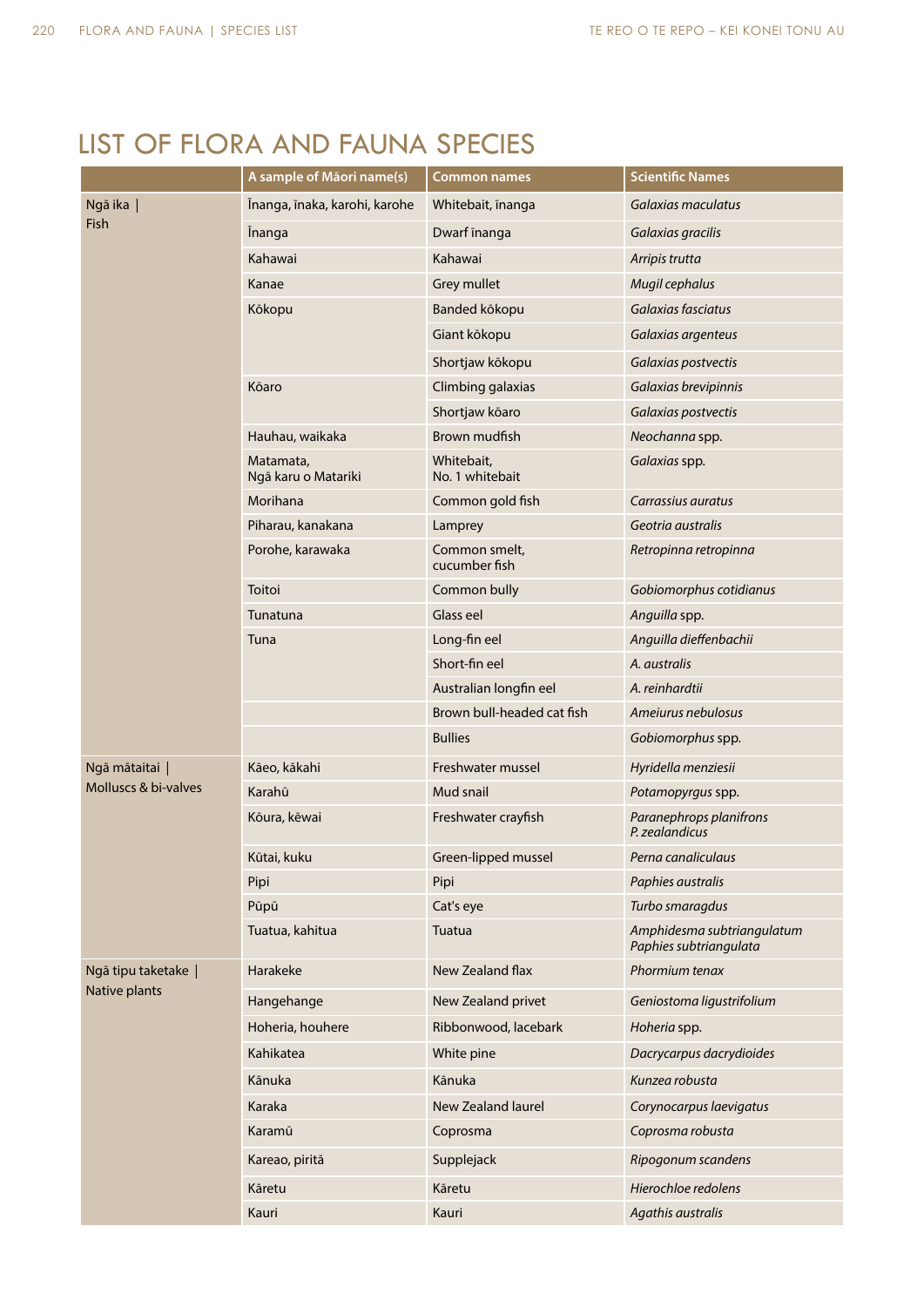# LIST OF FLORA AND FAUNA SPECIES

| | A sample of Māori name(s) | Common names | Scientific Names |
|---|---|---|---|
| Ngā ika \| Fish | Īnanga, īnaka, karohi, karohe | Whitebait, īnanga | *Galaxias maculatus* |
| | Īnanga | Dwarf īnanga | *Galaxias gracilis* |
| | Kahawai | Kahawai | *Arripis trutta* |
| | Kanae | Grey mullet | *Mugil cephalus* |
| | Kōkopu | Banded kōkopu | *Galaxias fasciatus* |
| | | Giant kōkopu | *Galaxias argenteus* |
| | | Shortjaw kōkopu | *Galaxias postvectis* |
| | Kōaro | Climbing galaxias | *Galaxias brevipinnis* |
| | | Shortjaw kōaro | *Galaxias postvectis* |
| | Hauhau, waikaka | Brown mudfish | *Neochanna* spp. |
| | Matamata, Ngā karu o Matariki | Whitebait, No. 1 whitebait | *Galaxias* spp. |
| | Morihana | Common gold fish | *Carrassius auratus* |
| | Piharau, kanakana | Lamprey | *Geotria australis* |
| | Porohe, karawaka | Common smelt, cucumber fish | *Retropinna retropinna* |
| | Toitoi | Common bully | *Gobiomorphus cotidianus* |
| | Tunatuna | Glass eel | *Anguilla* spp. |
| | Tuna | Long-fin eel | *Anguilla dieffenbachii* |
| | | Short-fin eel | *A. australis* |
| | | Australian longfin eel | *A. reinhardtii* |
| | | Brown bull-headed cat fish | *Ameiurus nebulosus* |
| | | Bullies | *Gobiomorphus* spp. |
| Ngā mātaitai \| Molluscs & bi-valves | Kāeo, kākahi | Freshwater mussel | *Hyridella menziesii* |
| | Karahū | Mud snail | *Potamopyrgus* spp. |
| | Kōura, kēwai | Freshwater crayfish | *Paranephrops planifrons P. zealandicus* |
| | Kūtai, kuku | Green-lipped mussel | *Perna canaliculaus* |
| | Pipi | Pipi | *Paphies australis* |
| | Pūpū | Cat's eye | *Turbo smaragdus* |
| | Tuatua, kahitua | Tuatua | *Amphidesma subtriangulatum Paphies subtriangulata* |
| Ngā tipu taketake \| Native plants | Harakeke | New Zealand flax | *Phormium tenax* |
| | Hangehange | New Zealand privet | *Geniostoma ligustrifolium* |
| | Hoheria, houhere | Ribbonwood, lacebark | *Hoheria* spp. |
| | Kahikatea | White pine | *Dacrycarpus dacrydioides* |
| | Kānuka | Kānuka | *Kunzea robusta* |
| | Karaka | New Zealand laurel | *Corynocarpus laevigatus* |
| | Karamū | Coprosma | *Coprosma robusta* |
| | Kareao, piritā | Supplejack | *Ripogonum scandens* |
| | Kāretu | Kāretu | *Hierochloe redolens* |
| | Kauri | Kauri | *Agathis australis* |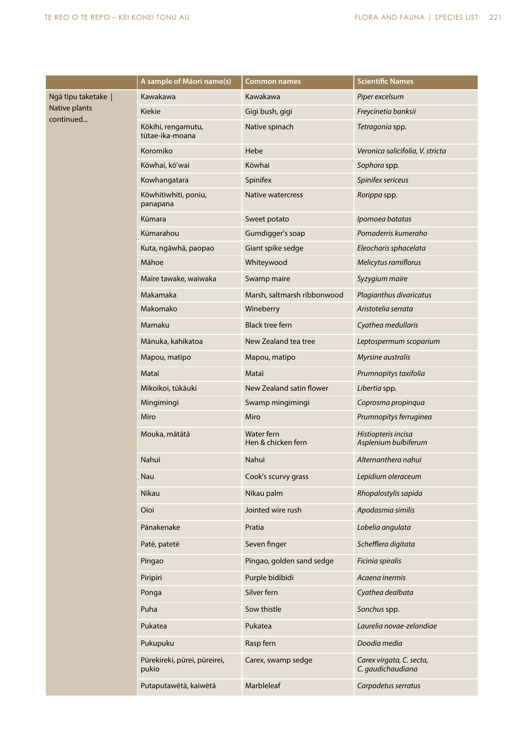|  | A sample of Māori name(s) | Common names | Scientific Names |
|---|---|---|---|
| Ngā tipu taketake \| Native plants continued... | Kawakawa | Kawakawa | *Piper excelsum* |
|  | Kiekie | Gigi bush, gigi | *Freycinetia banksii* |
|  | Kōkihi, rengamutu, tūtae-ika-moana | Native spinach | *Tetragonia* spp. |
|  | Koromiko | Hebe | *Veronica salicifolia, V. stricta* |
|  | Kōwhai, kō'wai | Kōwhai | *Sophora* spp. |
|  | Kowhangatara | Spinifex | *Spinifex sericeus* |
|  | Kōwhitiwhiti, poniu, panapana | Native watercress | *Rorippa* spp. |
|  | Kūmara | Sweet potato | *Ipomoea batatas* |
|  | Kūmarahou | Gumdigger's soap | *Pomaderris kumeraho* |
|  | Kuta, ngāwhā, paopao | Giant spike sedge | *Eleocharis sphacelata* |
|  | Māhoe | Whiteywood | *Melicytus ramiflorus* |
|  | Maire tawake, waiwaka | Swamp maire | *Syzygium maire* |
|  | Makamaka | Marsh, saltmarsh ribbonwood | *Plagianthus divaricatus* |
|  | Makomako | Wineberry | *Aristotelia serrata* |
|  | Mamaku | Black tree fern | *Cyathea medullaris* |
|  | Mānuka, kahikatoa | New Zealand tea tree | *Leptospermum scoparium* |
|  | Mapou, matipo | Mapou, matipo | *Myrsine australis* |
|  | Mataī | Mataī | *Prumnopitys taxifolia* |
|  | Mikoikoi, tūkāuki | New Zealand satin flower | *Libertia* spp. |
|  | Mingimingi | Swamp mingimingi | *Coprosma propinqua* |
|  | Miro | Miro | *Prumnopitys ferruginea* |
|  | Mouka, mātātā | Water fern<br>Hen & chicken fern | *Histiopteris incisa*<br>*Asplenium bulbiferum* |
|  | Nahui | Nahui | *Alternanthera nahui* |
|  | Nau | Cook's scurvy grass | *Lepidium oleraceum* |
|  | Nīkau | Nīkau palm | *Rhopalostylis sapida* |
|  | Oioi | Jointed wire rush | *Apodasmia similis* |
|  | Pānakenake | Pratia | *Lobelia angulata* |
|  | Patē, patetē | Seven finger | *Schefflera digitata* |
|  | Pīngao | Pīngao, golden sand sedge | *Ficinia spiralis* |
|  | Piripiri | Purple bidibidi | *Acaena inermis* |
|  | Ponga | Silver fern | *Cyathea dealbata* |
|  | Puha | Sow thistle | *Sonchus* spp. |
|  | Pukatea | Pukatea | *Laurelia novae-zelandiae* |
|  | Pukupuku | Rasp fern | *Doodia media* |
|  | Pūrekireki, pūrei, pūreirei, pukio | Carex, swamp sedge | *Carex virgata, C. secta, C. gaudichaudiana* |
|  | Putaputawētā, kaiwētā | Marbleleaf | *Carpodetus serratus* |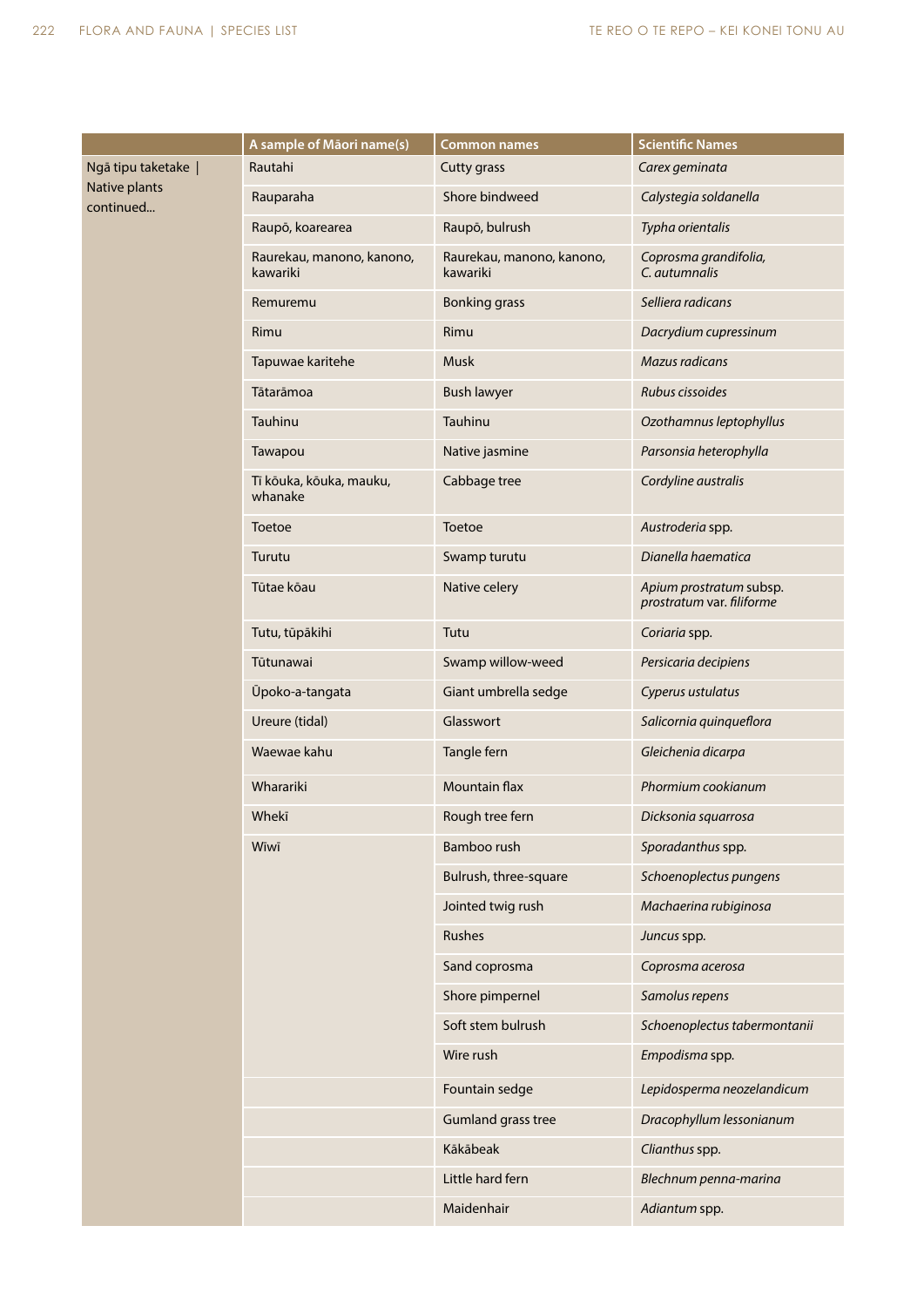| | A sample of Māori name(s) | Common names | Scientific Names |
|---|---|---|---|
| Ngā tipu taketake \| Native plants continued... | Rautahi | Cutty grass | *Carex geminata* |
| | Rauparaha | Shore bindweed | *Calystegia soldanella* |
| | Raupō, koarearea | Raupō, bulrush | *Typha orientalis* |
| | Raurekau, manono, kanono, kawariki | Raurekau, manono, kanono, kawariki | *Coprosma grandifolia, C. autumnalis* |
| | Remuremu | Bonking grass | *Selliera radicans* |
| | Rimu | Rimu | *Dacrydium cupressinum* |
| | Tapuwae karitehe | Musk | *Mazus radicans* |
| | Tātarāmoa | Bush lawyer | *Rubus cissoides* |
| | Tauhinu | Tauhinu | *Ozothamnus leptophyllus* |
| | Tawapou | Native jasmine | *Parsonsia heterophylla* |
| | Tī kōuka, kōuka, mauku, whanake | Cabbage tree | *Cordyline australis* |
| | Toetoe | Toetoe | *Austroderia* spp. |
| | Turutu | Swamp turutu | *Dianella haematica* |
| | Tūtae kōau | Native celery | *Apium prostratum* subsp. *prostratum* var. *filiforme* |
| | Tutu, tūpākihi | Tutu | *Coriaria* spp. |
| | Tūtunawai | Swamp willow-weed | *Persicaria decipiens* |
| | Ūpoko-a-tangata | Giant umbrella sedge | *Cyperus ustulatus* |
| | Ureure (tidal) | Glasswort | *Salicornia quinqueflora* |
| | Waewae kahu | Tangle fern | *Gleichenia dicarpa* |
| | Wharariki | Mountain flax | *Phormium cookianum* |
| | Whekī | Rough tree fern | *Dicksonia squarrosa* |
| | Wīwī | Bamboo rush | *Sporadanthus* spp. |
| | | Bulrush, three-square | *Schoenoplectus pungens* |
| | | Jointed twig rush | *Machaerina rubiginosa* |
| | | Rushes | *Juncus* spp. |
| | | Sand coprosma | *Coprosma acerosa* |
| | | Shore pimpernel | *Samolus repens* |
| | | Soft stem bulrush | *Schoenoplectus tabernmontanii* |
| | | Wire rush | *Empodisma* spp. |
| | | Fountain sedge | *Lepidosperma neozelandicum* |
| | | Gumland grass tree | *Dracophyllum lessonianum* |
| | | Kākābeak | *Clianthus* spp. |
| | | Little hard fern | *Blechnum penna-marina* |
| | | Maidenhair | *Adiantum* spp. |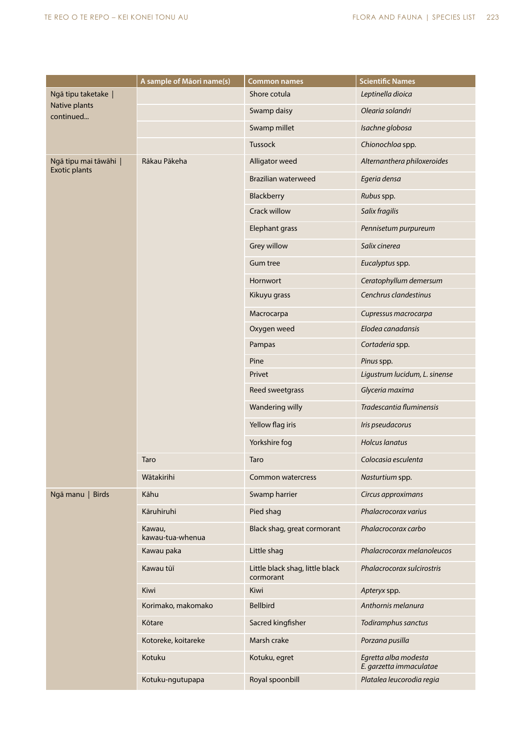| | A sample of Māori name(s) | Common names | Scientific Names |
|---|---|---|---|
| Ngā tipu taketake \| Native plants continued... | | Shore cotula | *Leptinella dioica* |
| | | Swamp daisy | *Olearia solandri* |
| | | Swamp millet | *Isachne globosa* |
| | | Tussock | *Chionochloa* spp. |
| Ngā tipu mai tāwāhi \| Exotic plants | Rākau Pākeha | Alligator weed | *Alternanthera philoxeroides* |
| | | Brazilian waterweed | *Egeria densa* |
| | | Blackberry | *Rubus* spp. |
| | | Crack willow | *Salix fragilis* |
| | | Elephant grass | *Pennisetum purpureum* |
| | | Grey willow | *Salix cinerea* |
| | | Gum tree | *Eucalyptus* spp. |
| | | Hornwort | *Ceratophyllum demersum* |
| | | Kikuyu grass | *Cenchrus clandestinus* |
| | | Macrocarpa | *Cupressus macrocarpa* |
| | | Oxygen weed | *Elodea canadansis* |
| | | Pampas | *Cortaderia* spp. |
| | | Pine | *Pinus* spp. |
| | | Privet | *Ligustrum lucidum, L. sinense* |
| | | Reed sweetgrass | *Glyceria maxima* |
| | | Wandering willy | *Tradescantia fluminensis* |
| | | Yellow flag iris | *Iris pseudacorus* |
| | | Yorkshire fog | *Holcus lanatus* |
| | Taro | Taro | *Colocasia esculenta* |
| | Wātakirihi | Common watercress | *Nasturtium* spp. |
| Ngā manu \| Birds | Kāhu | Swamp harrier | *Circus approximans* |
| | Kāruhiruhi | Pied shag | *Phalacrocorax varius* |
| | Kawau, kawau-tua-whenua | Black shag, great cormorant | *Phalacrocorax carbo* |
| | Kawau paka | Little shag | *Phalacrocorax melanoleucos* |
| | Kawau tūī | Little black shag, little black cormorant | *Phalacrocorax sulcirostris* |
| | Kiwi | Kiwi | *Apteryx* spp. |
| | Korimako, makomako | Bellbird | *Anthornis melanura* |
| | Kōtare | Sacred kingfisher | *Todiramphus sanctus* |
| | Kotoreke, koitareke | Marsh crake | *Porzana pusilla* |
| | Kotuku | Kotuku, egret | *Egretta alba modesta* *E. garzetta immaculatae* |
| | Kotuku-ngutupapa | Royal spoonbill | *Platalea leucorodia regia* |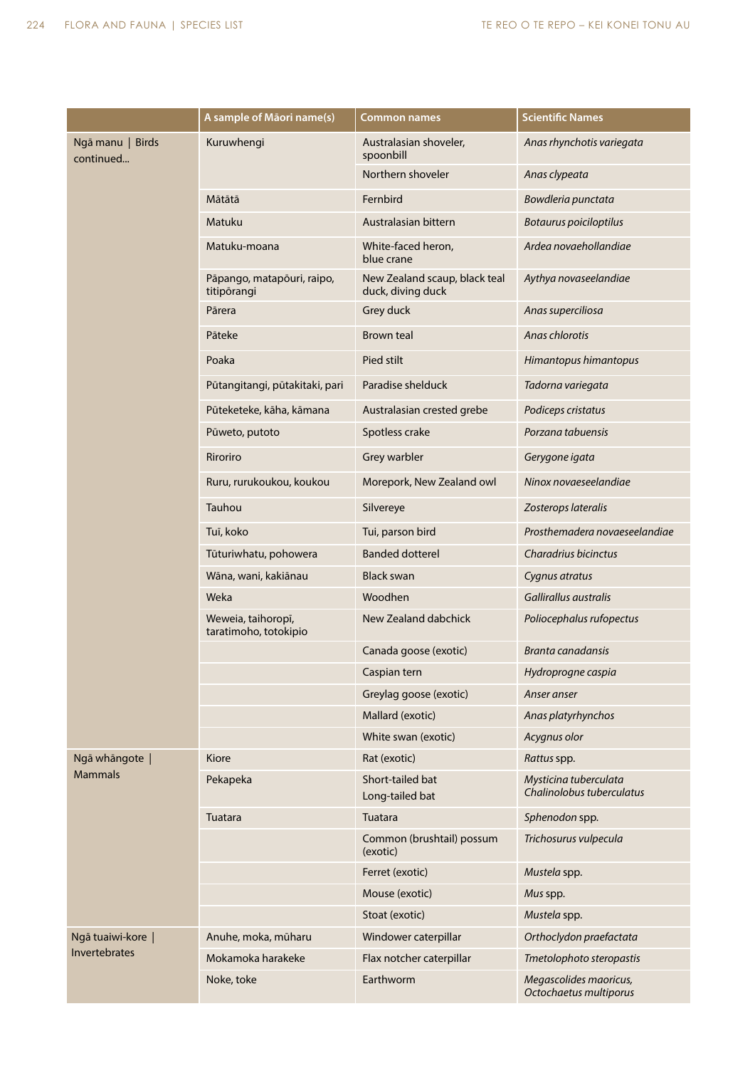| | A sample of Māori name(s) | Common names | Scientific Names |
|---|---|---|---|
| Ngā manu \| Birds continued... | Kuruwhengi | Australasian shoveler, spoonbill | *Anas rhynchotis variegata* |
| | | Northern shoveler | *Anas clypeata* |
| | Mātātā | Fernbird | *Bowdleria punctata* |
| | Matuku | Australasian bittern | *Botaurus poiciloptilus* |
| | Matuku-moana | White-faced heron, blue crane | *Ardea novaehollandiae* |
| | Pāpango, matapōuri, raipo, titipōrangi | New Zealand scaup, black teal duck, diving duck | *Aythya novaseelandiae* |
| | Pārera | Grey duck | *Anas superciliosa* |
| | Pāteke | Brown teal | *Anas chlorotis* |
| | Poaka | Pied stilt | *Himantopus himantopus* |
| | Pūtangitangi, pūtakitaki, pari | Paradise shelduck | *Tadorna variegata* |
| | Pūteketeke, kāha, kāmana | Australasian crested grebe | *Podiceps cristatus* |
| | Pūweto, putoto | Spotless crake | *Porzana tabuensis* |
| | Riroriro | Grey warbler | *Gerygone igata* |
| | Ruru, rurukoukou, koukou | Morepork, New Zealand owl | *Ninox novaeseelandiae* |
| | Tauhou | Silvereye | *Zosterops lateralis* |
| | Tuī, koko | Tui, parson bird | *Prosthemadera novaeseelandiae* |
| | Tūturiwhatu, pohowera | Banded dotterel | *Charadrius bicinctus* |
| | Wāna, wani, kakiānau | Black swan | *Cygnus atratus* |
| | Weka | Woodhen | *Gallirallus australis* |
| | Weweia, taihoropī, taratimoho, totokipio | New Zealand dabchick | *Poliocephalus rufopectus* |
| | | Canada goose (exotic) | *Branta canadansis* |
| | | Caspian tern | *Hydroprogne caspia* |
| | | Greylag goose (exotic) | *Anser anser* |
| | | Mallard (exotic) | *Anas platyrhynchos* |
| | | White swan (exotic) | *Acygnus olor* |
| Ngā whāngote \| Mammals | Kiore | Rat (exotic) | *Rattus* spp. |
| | Pekapeka | Short-tailed bat<br>Long-tailed bat | *Mysticina tuberculata*<br>*Chalinolobus tuberculatus* |
| | Tuatara | Tuatara | *Sphenodon* spp. |
| | | Common (brushtail) possum (exotic) | *Trichosurus vulpecula* |
| | | Ferret (exotic) | *Mustela* spp. |
| | | Mouse (exotic) | *Mus* spp. |
| | | Stoat (exotic) | *Mustela* spp. |
| Ngā tuaiwi-kore \| Invertebrates | Anuhe, moka, mūharu | Windower caterpillar | *Orthoclydon praefactata* |
| | Mokamoka harakeke | Flax notcher caterpillar | *Tmetolophoto steropastis* |
| | Noke, toke | Earthworm | *Megascolides maoricus, Octochaetus multiporus* |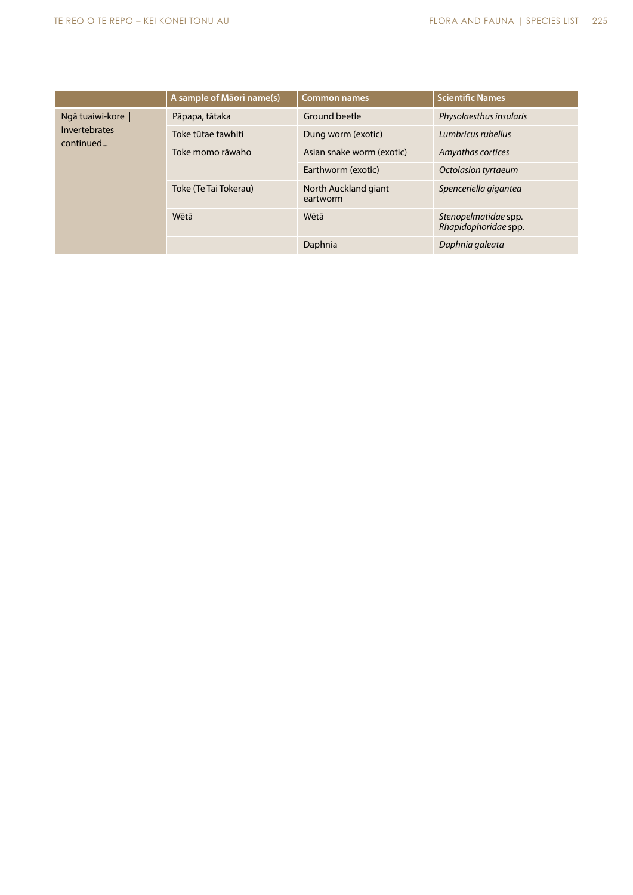| | A sample of Māori name(s) | Common names | Scientific Names |
|---|---|---|---|
| Ngā tuaiwi-kore \| Invertebrates continued... | Pāpapa, tātaka | Ground beetle | *Physolaesthus insularis* |
| | Toke tūtae tawhiti | Dung worm (exotic) | *Lumbricus rubellus* |
| | Toke momo rāwaho | Asian snake worm (exotic) | *Amynthas cortices* |
| | | Earthworm (exotic) | *Octolasion tyrtaeum* |
| | Toke (Te Tai Tokerau) | North Auckland giant eartworm | *Spenceriella gigantea* |
| | Wētā | Wētā | *Stenopelmatidae* spp. *Rhapidophoridae* spp. |
| | | Daphnia | *Daphnia galeata* |